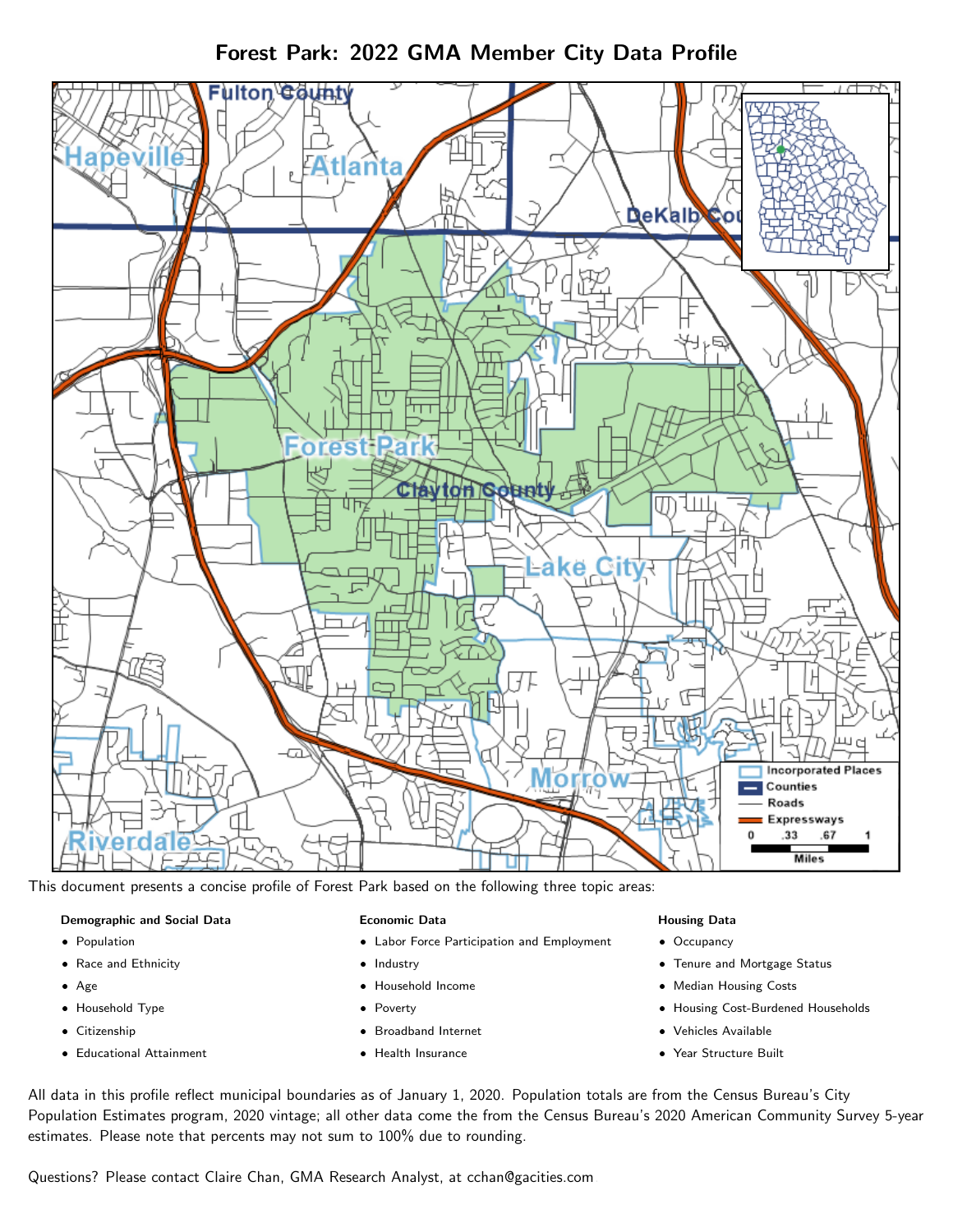# Forest Park: 2022 GMA Member City Data Profile

This document presents a concise profile of Forest Park based on the following three topic areas:

**Demographic and Social Data**

- Population
- Race and Ethnicity
- Age
- Household Type
- Citizenship
- Educational Attainment

**Economic Data**

- Labor Force Participation and Employment
- Industry
- Household Income
- Poverty
- Broadband Internet
- Health Insurance

**Housing Data**

- Occupancy
- Tenure and Mortgage Status
- Median Housing Costs
- Housing Cost-Burdened Households
- Vehicles Available
- Year Structure Built

All data in this profile reflect municipal boundaries as of January 1, 2020. Population totals are from the Census Bureau's City Population Estimates program, 2020 vintage; all other data come the from the Census Bureau's 2020 American Community Survey 5-year estimates. Please note that percents may not sum to 100% due to rounding.

Questions? Please contact Claire Chan, GMA Research Analyst, at cchan@gacities.com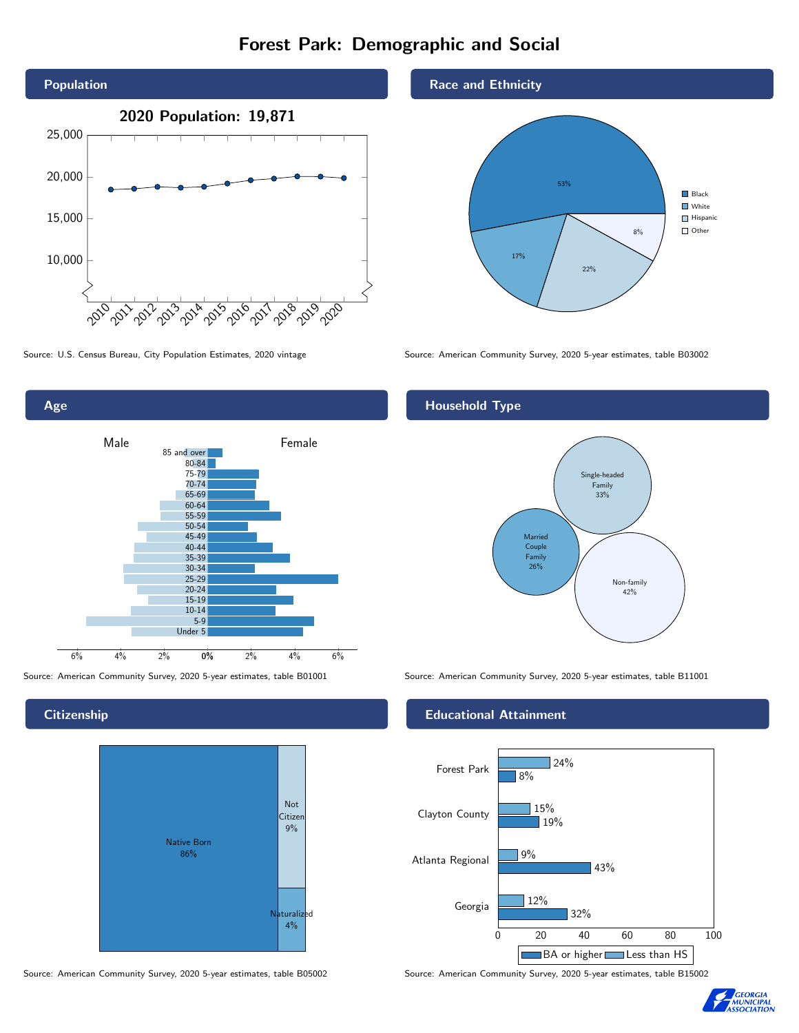# Forest Park: Demographic and Social

## Population

2020 Population: 19,871

Source: U.S. Census Bureau, City Population Estimates, 2020 vintage

## Race and Ethnicity

| Group | Percent |
|---|---|
| Black | 53% |
| White | 17% |
| Hispanic | 22% |
| Other | 8% |

Source: American Community Survey, 2020 5-year estimates, table B03002

## Age

Male / Female

Age groups: 85 and over, 80-84, 75-79, 70-74, 65-69, 60-64, 55-59, 50-54, 45-49, 40-44, 35-39, 30-34, 25-29, 20-24, 15-19, 10-14, 5-9, Under 5

Source: American Community Survey, 2020 5-year estimates, table B01001

## Household Type

| Household Type | Percent |
|---|---|
| Single-headed Family | 33% |
| Married Couple Family | 26% |
| Non-family | 42% |

Source: American Community Survey, 2020 5-year estimates, table B11001

## Citizenship

| Status | Percent |
|---|---|
| Native Born | 86% |
| Not Citizen | 9% |
| Naturalized | 4% |

Source: American Community Survey, 2020 5-year estimates, table B05002

## Educational Attainment

| Area | Less than HS | BA or higher |
|---|---|---|
| Forest Park | 24% | 8% |
| Clayton County | 15% | 19% |
| Atlanta Regional | 9% | 43% |
| Georgia | 12% | 32% |

Source: American Community Survey, 2020 5-year estimates, table B15002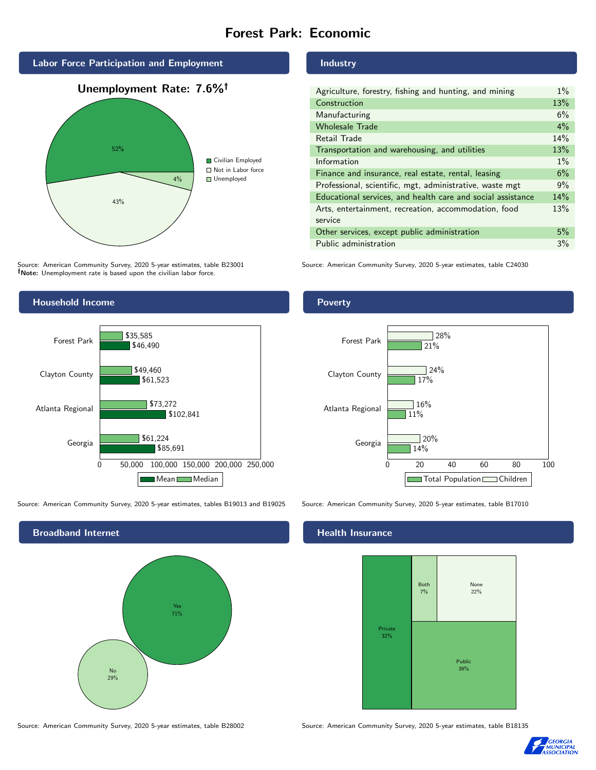# Forest Park: Economic

## Labor Force Participation and Employment

**Unemployment Rate: 7.6%†**

| Category | Percent |
|---|---|
| Civilian Employed | 52% |
| Not in Labor force | 43% |
| Unemployed | 4% |

Source: American Community Survey, 2020 5-year estimates, table B23001
**†Note:** Unemployment rate is based upon the civilian labor force.

## Industry

| Industry | Percent |
|---|---|
| Agriculture, forestry, fishing and hunting, and mining | 1% |
| Construction | 13% |
| Manufacturing | 6% |
| Wholesale Trade | 4% |
| Retail Trade | 14% |
| Transportation and warehousing, and utilities | 13% |
| Information | 1% |
| Finance and insurance, real estate, rental, leasing | 6% |
| Professional, scientific, mgt, administrative, waste mgt | 9% |
| Educational services, and health care and social assistance | 14% |
| Arts, entertainment, recreation, accommodation, food service | 13% |
| Other services, except public administration | 5% |
| Public administration | 3% |

Source: American Community Survey, 2020 5-year estimates, table C24030

## Household Income

| | Median | Mean |
|---|---|---|
| Forest Park | $35,585 | $46,490 |
| Clayton County | $49,460 | $61,523 |
| Atlanta Regional | $73,272 | $102,841 |
| Georgia | $61,224 | $85,691 |

Source: American Community Survey, 2020 5-year estimates, tables B19013 and B19025

## Poverty

| | Children | Total Population |
|---|---|---|
| Forest Park | 28% | 21% |
| Clayton County | 24% | 17% |
| Atlanta Regional | 16% | 11% |
| Georgia | 20% | 14% |

Source: American Community Survey, 2020 5-year estimates, table B17010

## Broadband Internet

| Response | Percent |
|---|---|
| Yes | 71% |
| No | 29% |

Source: American Community Survey, 2020 5-year estimates, table B28002

## Health Insurance

| Type | Percent |
|---|---|
| Private | 32% |
| Both | 7% |
| None | 22% |
| Public | 39% |

Source: American Community Survey, 2020 5-year estimates, table B18135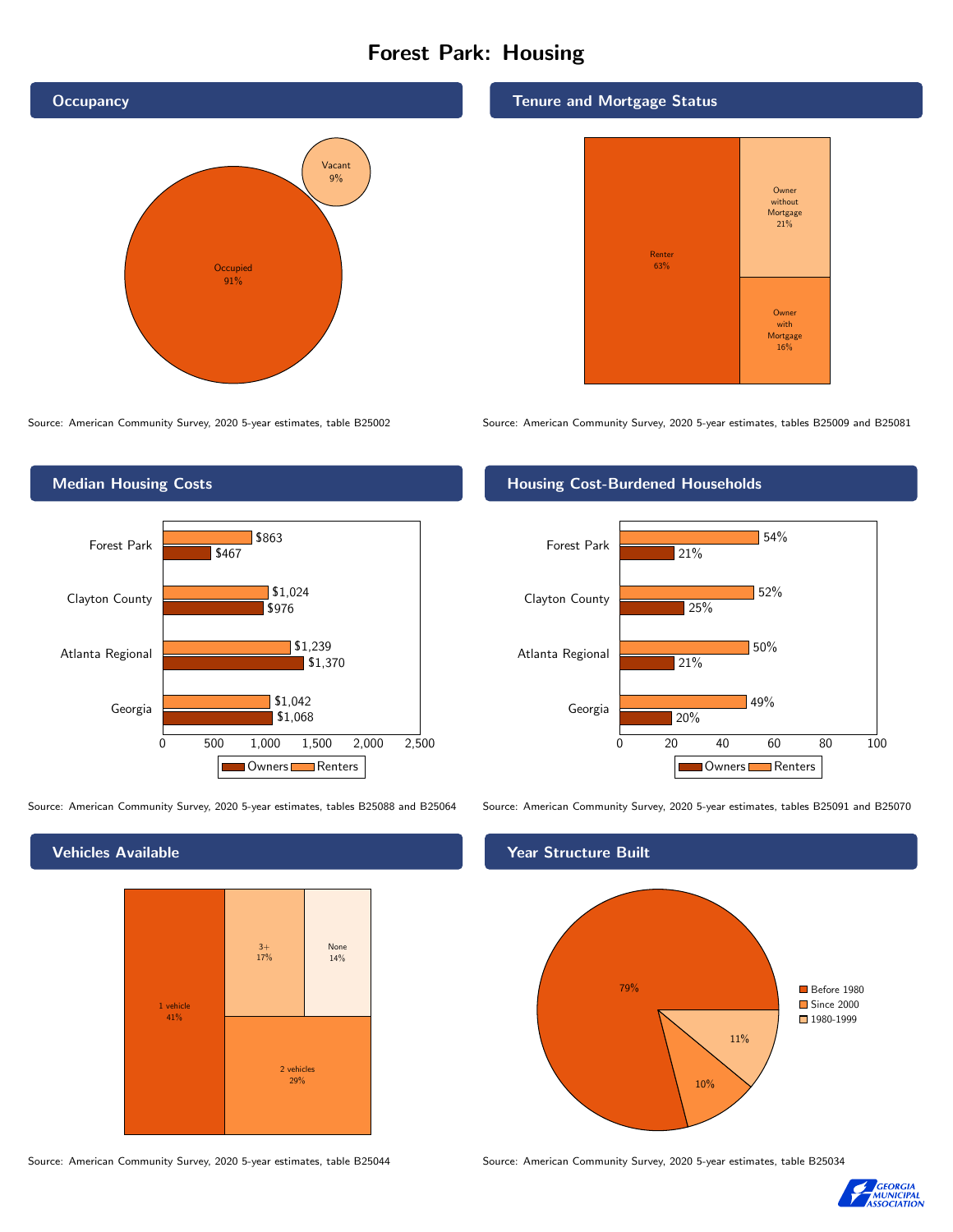# Forest Park: Housing

## Occupancy

Vacant
9%

Occupied
91%

Source: American Community Survey, 2020 5-year estimates, table B25002

## Tenure and Mortgage Status

Renter
63%

Owner
without
Mortgage
21%

Owner
with
Mortgage
16%

Source: American Community Survey, 2020 5-year estimates, tables B25009 and B25081

## Median Housing Costs

Forest Park
$863
$467

Clayton County
$1,024
$976

Atlanta Regional
$1,239
$1,370

Georgia
$1,042
$1,068

0 500 1,000 1,500 2,000 2,500

Owners Renters

Source: American Community Survey, 2020 5-year estimates, tables B25088 and B25064

## Housing Cost-Burdened Households

Forest Park
54%
21%

Clayton County
52%
25%

Atlanta Regional
50%
21%

Georgia
49%
20%

0 20 40 60 80 100

Owners Renters

Source: American Community Survey, 2020 5-year estimates, tables B25091 and B25070

## Vehicles Available

1 vehicle
41%

3+
17%

None
14%

2 vehicles
29%

Source: American Community Survey, 2020 5-year estimates, table B25044

## Year Structure Built

79%

11%

10%

Before 1980
Since 2000
1980-1999

Source: American Community Survey, 2020 5-year estimates, table B25034

GEORGIA MUNICIPAL ASSOCIATION